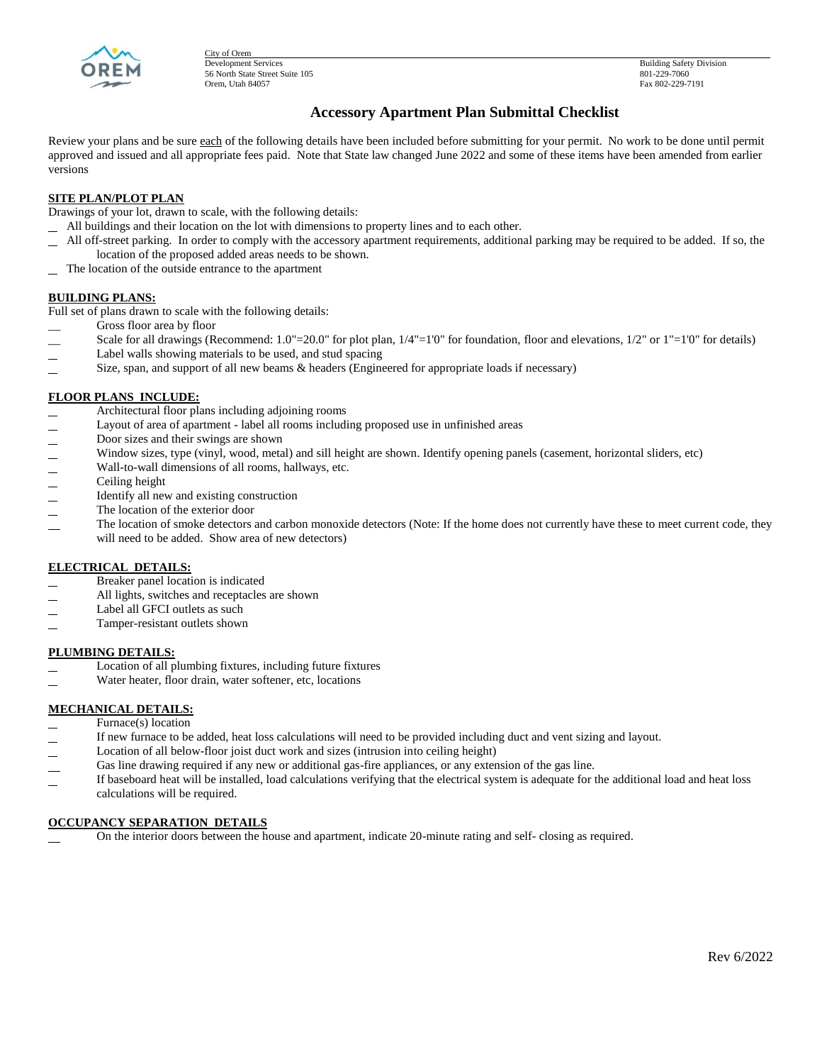City of Orem
Development Services
56 North State Street Suite 105
Orem, Utah 84057

Building Safety Division
801-229-7060
Fax 802-229-7191

# Accessory Apartment Plan Submittal Checklist

Review your plans and be sure each of the following details have been included before submitting for your permit. No work to be done until permit approved and issued and all appropriate fees paid. Note that State law changed June 2022 and some of these items have been amended from earlier versions

## SITE PLAN/PLOT PLAN

Drawings of your lot, drawn to scale, with the following details:

- _ All buildings and their location on the lot with dimensions to property lines and to each other.
- _ All off-street parking. In order to comply with the accessory apartment requirements, additional parking may be required to be added. If so, the location of the proposed added areas needs to be shown.
- _ The location of the outside entrance to the apartment

## BUILDING PLANS:

Full set of plans drawn to scale with the following details:

- __ Gross floor area by floor
- __ Scale for all drawings (Recommend: 1.0"=20.0" for plot plan, 1/4"=1'0" for foundation, floor and elevations, 1/2" or 1"=1'0" for details)
- _ Label walls showing materials to be used, and stud spacing
- _ Size, span, and support of all new beams & headers (Engineered for appropriate loads if necessary)

## FLOOR PLANS INCLUDE:

- _ Architectural floor plans including adjoining rooms
- _ Layout of area of apartment - label all rooms including proposed use in unfinished areas
- _ Door sizes and their swings are shown
- _ Window sizes, type (vinyl, wood, metal) and sill height are shown. Identify opening panels (casement, horizontal sliders, etc)
- _ Wall-to-wall dimensions of all rooms, hallways, etc.
- _ Ceiling height
- _ Identify all new and existing construction
- _ The location of the exterior door
- __ The location of smoke detectors and carbon monoxide detectors (Note: If the home does not currently have these to meet current code, they will need to be added. Show area of new detectors)

## ELECTRICAL DETAILS:

- _ Breaker panel location is indicated
- _ All lights, switches and receptacles are shown
- _ Label all GFCI outlets as such
- _ Tamper-resistant outlets shown

## PLUMBING DETAILS:

- _ Location of all plumbing fixtures, including future fixtures
- _ Water heater, floor drain, water softener, etc, locations

## MECHANICAL DETAILS:

- _ Furnace(s) location
- _ If new furnace to be added, heat loss calculations will need to be provided including duct and vent sizing and layout.
- _ Location of all below-floor joist duct work and sizes (intrusion into ceiling height)
- __ Gas line drawing required if any new or additional gas-fire appliances, or any extension of the gas line.
- _ If baseboard heat will be installed, load calculations verifying that the electrical system is adequate for the additional load and heat loss calculations will be required.

## OCCUPANCY SEPARATION DETAILS

- __ On the interior doors between the house and apartment, indicate 20-minute rating and self- closing as required.

Rev 6/2022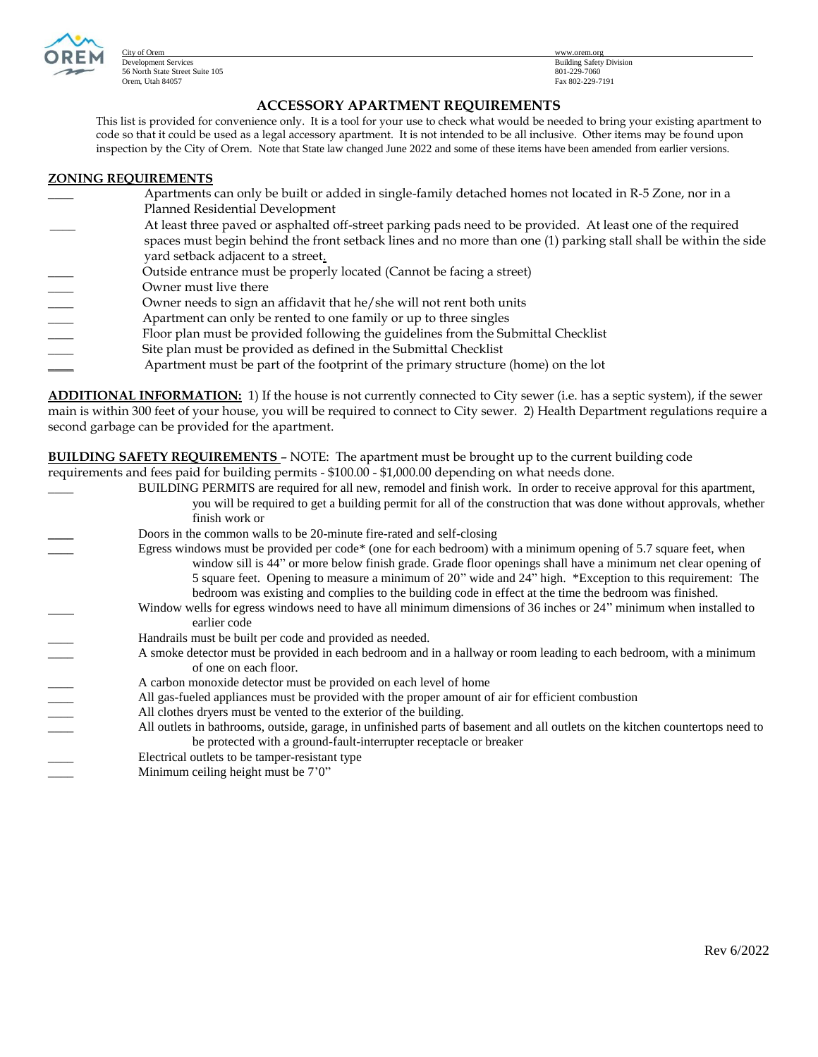City of Orem
Development Services
56 North State Street Suite 105
Orem, Utah 84057

www.orem.org
Building Safety Division
801-229-7060
Fax 802-229-7191

# ACCESSORY APARTMENT REQUIREMENTS

This list is provided for convenience only. It is a tool for your use to check what would be needed to bring your existing apartment to code so that it could be used as a legal accessory apartment. It is not intended to be all inclusive. Other items may be found upon inspection by the City of Orem. Note that State law changed June 2022 and some of these items have been amended from earlier versions.

## ZONING REQUIREMENTS

- ____ Apartments can only be built or added in single-family detached homes not located in R-5 Zone, nor in a Planned Residential Development
- ____ At least three paved or asphalted off-street parking pads need to be provided. At least one of the required spaces must begin behind the front setback lines and no more than one (1) parking stall shall be within the side yard setback adjacent to a street.
- ____ Outside entrance must be properly located (Cannot be facing a street)
- ____ Owner must live there
- ____ Owner needs to sign an affidavit that he/she will not rent both units
- ____ Apartment can only be rented to one family or up to three singles
- ____ Floor plan must be provided following the guidelines from the Submittal Checklist
- ____ Site plan must be provided as defined in the Submittal Checklist
- ____ Apartment must be part of the footprint of the primary structure (home) on the lot

**ADDITIONAL INFORMATION:** 1) If the house is not currently connected to City sewer (i.e. has a septic system), if the sewer main is within 300 feet of your house, you will be required to connect to City sewer. 2) Health Department regulations require a second garbage can be provided for the apartment.

**BUILDING SAFETY REQUIREMENTS** – NOTE: The apartment must be brought up to the current building code requirements and fees paid for building permits - $100.00 - $1,000.00 depending on what needs done.

- ____ BUILDING PERMITS are required for all new, remodel and finish work. In order to receive approval for this apartment, you will be required to get a building permit for all of the construction that was done without approvals, whether finish work or
- ____ Doors in the common walls to be 20-minute fire-rated and self-closing
- ____ Egress windows must be provided per code* (one for each bedroom) with a minimum opening of 5.7 square feet, when window sill is 44" or more below finish grade. Grade floor openings shall have a minimum net clear opening of 5 square feet. Opening to measure a minimum of 20" wide and 24" high. *Exception to this requirement: The bedroom was existing and complies to the building code in effect at the time the bedroom was finished.
- ____ Window wells for egress windows need to have all minimum dimensions of 36 inches or 24" minimum when installed to earlier code
- ____ Handrails must be built per code and provided as needed.
- ____ A smoke detector must be provided in each bedroom and in a hallway or room leading to each bedroom, with a minimum of one on each floor.
- ____ A carbon monoxide detector must be provided on each level of home
- ____ All gas-fueled appliances must be provided with the proper amount of air for efficient combustion
- ____ All clothes dryers must be vented to the exterior of the building.
- ____ All outlets in bathrooms, outside, garage, in unfinished parts of basement and all outlets on the kitchen countertops need to be protected with a ground-fault-interrupter receptacle or breaker
- ____ Electrical outlets to be tamper-resistant type
- ____ Minimum ceiling height must be 7'0"

Rev 6/2022